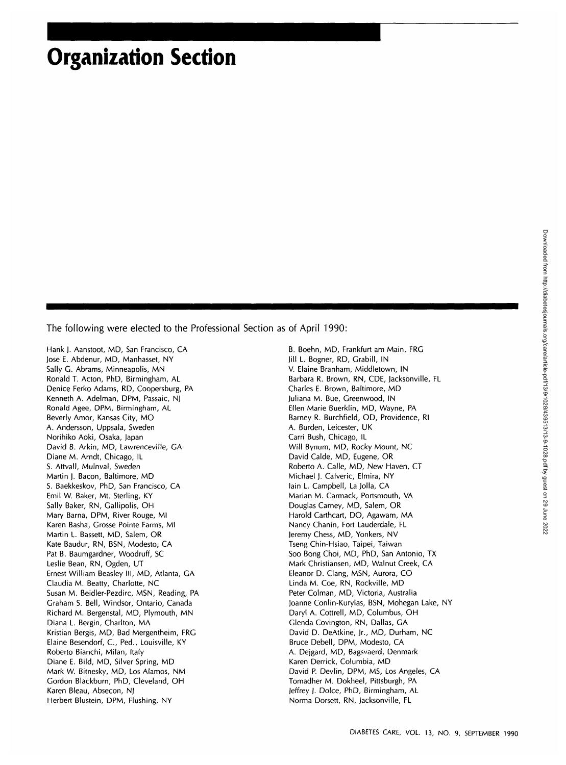# Organization Section

The following were elected to the Professional Section as of April 1990:

Hank J. Aanstoot, MD, San Francisco, CA
Jose E. Abdenur, MD, Manhasset, NY
Sally G. Abrams, Minneapolis, MN
Ronald T. Acton, PhD, Birmingham, AL
Denice Ferko Adams, RD, Coopersburg, PA
Kenneth A. Adelman, DPM, Passaic, NJ
Ronald Agee, DPM, Birmingham, AL
Beverly Amor, Kansas City, MO
A. Andersson, Uppsala, Sweden
Norihiko Aoki, Osaka, Japan
David B. Arkin, MD, Lawrenceville, GA
Diane M. Arndt, Chicago, IL
S. Attvall, Mulnval, Sweden
Martin J. Bacon, Baltimore, MD
S. Baekkeskov, PhD, San Francisco, CA
Emil W. Baker, Mt. Sterling, KY
Sally Baker, RN, Gallipolis, OH
Mary Barna, DPM, River Rouge, MI
Karen Basha, Grosse Pointe Farms, MI
Martin L. Bassett, MD, Salem, OR
Kate Baudur, RN, BSN, Modesto, CA
Pat B. Baumgardner, Woodruff, SC
Leslie Bean, RN, Ogden, UT
Ernest William Beasley III, MD, Atlanta, GA
Claudia M. Beatty, Charlotte, NC
Susan M. Beidler-Pezdirc, MSN, Reading, PA
Graham S. Bell, Windsor, Ontario, Canada
Richard M. Bergenstal, MD, Plymouth, MN
Diana L. Bergin, Charlton, MA
Kristian Bergis, MD, Bad Mergentheim, FRG
Elaine Besendorf, C., Ped., Louisville, KY
Roberto Bianchi, Milan, Italy
Diane E. Bild, MD, Silver Spring, MD
Mark W. Bitnesky, MD, Los Alamos, NM
Gordon Blackburn, PhD, Cleveland, OH
Karen Bleau, Absecon, NJ
Herbert Blustein, DPM, Flushing, NY
B. Boehn, MD, Frankfurt am Main, FRG
Jill L. Bogner, RD, Grabill, IN
V. Elaine Branham, Middletown, IN
Barbara R. Brown, RN, CDE, Jacksonville, FL
Charles E. Brown, Baltimore, MD
Juliana M. Bue, Greenwood, IN
Ellen Marie Buerklin, MD, Wayne, PA
Barney R. Burchfield, OD, Providence, RI
A. Burden, Leicester, UK
Carri Bush, Chicago, IL
Will Bynum, MD, Rocky Mount, NC
David Calde, MD, Eugene, OR
Roberto A. Calle, MD, New Haven, CT
Michael J. Calveric, Elmira, NY
Iain L. Campbell, La Jolla, CA
Marian M. Carmack, Portsmouth, VA
Douglas Carney, MD, Salem, OR
Harold Carthcart, DO, Agawam, MA
Nancy Chanin, Fort Lauderdale, FL
Jeremy Chess, MD, Yonkers, NV
Tseng Chin-Hsiao, Taipei, Taiwan
Soo Bong Choi, MD, PhD, San Antonio, TX
Mark Christiansen, MD, Walnut Creek, CA
Eleanor D. Clang, MSN, Aurora, CO
Linda M. Coe, RN, Rockville, MD
Peter Colman, MD, Victoria, Australia
Joanne Conlin-Kurylas, BSN, Mohegan Lake, NY
Daryl A. Cottrell, MD, Columbus, OH
Glenda Covington, RN, Dallas, GA
David D. DeAtkine, Jr., MD, Durham, NC
Bruce Debell, DPM, Modesto, CA
A. Dejgard, MD, Bagsvaerd, Denmark
Karen Derrick, Columbia, MD
David P. Devlin, DPM, MS, Los Angeles, CA
Tomadher M. Dokheel, Pittsburgh, PA
Jeffrey J. Dolce, PhD, Birmingham, AL
Norma Dorsett, RN, Jacksonville, FL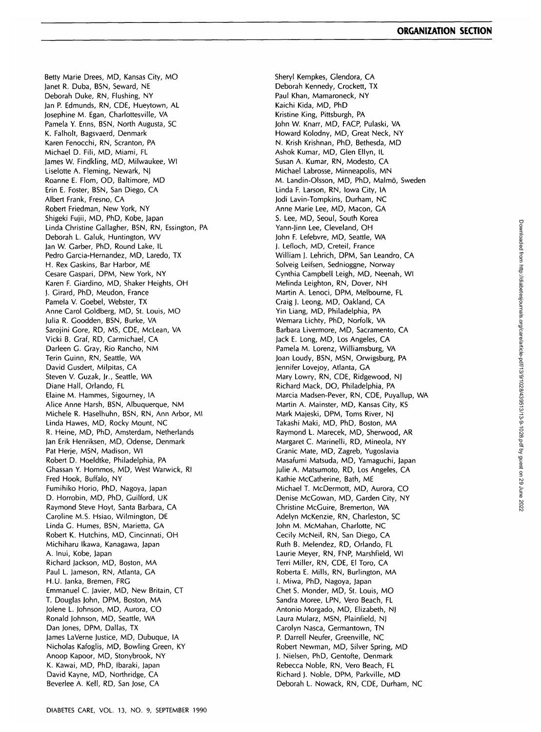Betty Marie Drees, MD, Kansas City, MO
Janet R. Duba, BSN, Seward, NE
Deborah Duke, RN, Flushing, NY
Jan P. Edmunds, RN, CDE, Hueytown, AL
Josephine M. Egan, Charlottesville, VA
Pamela Y. Enns, BSN, North Augusta, SC
K. Falholt, Bagsvaerd, Denmark
Karen Fenocchi, RN, Scranton, PA
Michael D. Fili, MD, Miami, FL
James W. Findkling, MD, Milwaukee, WI
Liselotte A. Fleming, Newark, NJ
Roanne E. Flom, OD, Baltimore, MD
Erin E. Foster, BSN, San Diego, CA
Albert Frank, Fresno, CA
Robert Friedman, New York, NY
Shigeki Fujii, MD, PhD, Kobe, Japan
Linda Christine Gallagher, BSN, RN, Essington, PA
Deborah L. Galuk, Huntington, WV
Jan W. Garber, PhD, Round Lake, IL
Pedro Garcia-Hernandez, MD, Laredo, TX
H. Rex Gaskins, Bar Harbor, ME
Cesare Gaspari, DPM, New York, NY
Karen F. Giardino, MD, Shaker Heights, OH
J. Girard, PhD, Meudon, France
Pamela V. Goebel, Webster, TX
Anne Carol Goldberg, MD, St. Louis, MO
Julia R. Goodden, BSN, Burke, VA
Sarojini Gore, RD, MS, CDE, McLean, VA
Vicki B. Graf, RD, Carmichael, CA
Darleen G. Gray, Rio Rancho, NM
Terin Guinn, RN, Seattle, WA
David Gusdert, Milpitas, CA
Steven V. Guzak, Jr., Seattle, WA
Diane Hall, Orlando, FL
Elaine M. Hammes, Sigourney, IA
Alice Anne Harsh, BSN, Albuquerque, NM
Michele R. Haselhuhn, BSN, RN, Ann Arbor, MI
Linda Hawes, MD, Rocky Mount, NC
R. Heine, MD, PhD, Amsterdam, Netherlands
Jan Erik Henriksen, MD, Odense, Denmark
Pat Herje, MSN, Madison, WI
Robert D. Hoeldtke, Philadelphia, PA
Ghassan Y. Hommos, MD, West Warwick, RI
Fred Hook, Buffalo, NY
Fumihiko Horio, PhD, Nagoya, Japan
D. Horrobin, MD, PhD, Guilford, UK
Raymond Steve Hoyt, Santa Barbara, CA
Caroline M.S. Hsiao, Wilmington, DE
Linda G. Humes, BSN, Marietta, GA
Robert K. Hutchins, MD, Cincinnati, OH
Michiharu Ikawa, Kanagawa, Japan
A. Inui, Kobe, Japan
Richard Jackson, MD, Boston, MA
Paul L. Jameson, RN, Atlanta, GA
H.U. Janka, Bremen, FRG
Emmanuel C. Javier, MD, New Britain, CT
T. Douglas John, DPM, Boston, MA
Jolene L. Johnson, MD, Aurora, CO
Ronald Johnson, MD, Seattle, WA
Dan Jones, DPM, Dallas, TX
James LaVerne Justice, MD, Dubuque, IA
Nicholas Kafoglis, MD, Bowling Green, KY
Anoop Kapoor, MD, Stonybrook, NY
K. Kawai, MD, PhD, Ibaraki, Japan
David Kayne, MD, Northridge, CA
Beverlee A. Kell, RD, San Jose, CA
Sheryl Kempkes, Glendora, CA
Deborah Kennedy, Crockett, TX
Paul Khan, Mamaroneck, NY
Kaichi Kida, MD, PhD
Kristine King, Pittsburgh, PA
John W. Knarr, MD, FACP, Pulaski, VA
Howard Kolodny, MD, Great Neck, NY
N. Krish Krishnan, PhD, Bethesda, MD
Ashok Kumar, MD, Glen Ellyn, IL
Susan A. Kumar, RN, Modesto, CA
Michael Labrosse, Minneapolis, MN
M. Landin-Olsson, MD, PhD, Malmö, Sweden
Linda F. Larson, RN, Iowa City, IA
Jodi Lavin-Tompkins, Durham, NC
Anne Marie Lee, MD, Macon, GA
S. Lee, MD, Seoul, South Korea
Yann-Jinn Lee, Cleveland, OH
John F. Lefebvre, MD, Seattle, WA
J. Lefloch, MD, Creteil, France
William J. Lehrich, DPM, San Leandro, CA
Solveig Leifsen, Sednioggne, Norway
Cynthia Campbell Leigh, MD, Neenah, WI
Melinda Leighton, RN, Dover, NH
Martin A. Lenoci, DPM, Melbourne, FL
Craig J. Leong, MD, Oakland, CA
Yin Liang, MD, Philadelphia, PA
Wemara Lichty, PhD, Norfolk, VA
Barbara Livermore, MD, Sacramento, CA
Jack E. Long, MD, Los Angeles, CA
Pamela M. Lorenz, Williamsburg, VA
Joan Loudy, BSN, MSN, Orwigsburg, PA
Jennifer Lovejoy, Atlanta, GA
Mary Lowry, RN, CDE, Ridgewood, NJ
Richard Mack, DO, Philadelphia, PA
Marcia Madsen-Pever, RN, CDE, Puyallup, WA
Martin A. Mainster, MD, Kansas City, KS
Mark Majeski, DPM, Toms River, NJ
Takashi Maki, MD, PhD, Boston, MA
Raymond L. Marecek, MD, Sherwood, AR
Margaret C. Marinelli, RD, Mineola, NY
Granic Mate, MD, Zagreb, Yugoslavia
Masafumi Matsuda, MD, Yamaguchi, Japan
Julie A. Matsumoto, RD, Los Angeles, CA
Kathie McCatherine, Bath, ME
Michael T. McDermott, MD, Aurora, CO
Denise McGowan, MD, Garden City, NY
Christine McGuire, Bremerton, WA
Adelyn McKenzie, RN, Charleston, SC
John M. McMahan, Charlotte, NC
Cecily McNeil, RN, San Diego, CA
Ruth B. Melendez, RD, Orlando, FL
Laurie Meyer, RN, FNP, Marshfield, WI
Terri Miller, RN, CDE, El Toro, CA
Roberta E. Mills, RN, Burlington, MA
I. Miwa, PhD, Nagoya, Japan
Chet S. Monder, MD, St. Louis, MO
Sandra Moree, LPN, Vero Beach, FL
Antonio Morgado, MD, Elizabeth, NJ
Laura Mularz, MSN, Plainfield, NJ
Carolyn Nasca, Germantown, TN
P. Darrell Neufer, Greenville, NC
Robert Newman, MD, Silver Spring, MD
J. Nielsen, PhD, Gentofte, Denmark
Rebecca Noble, RN, Vero Beach, FL
Richard J. Noble, DPM, Parkville, MD
Deborah L. Nowack, RN, CDE, Durham, NC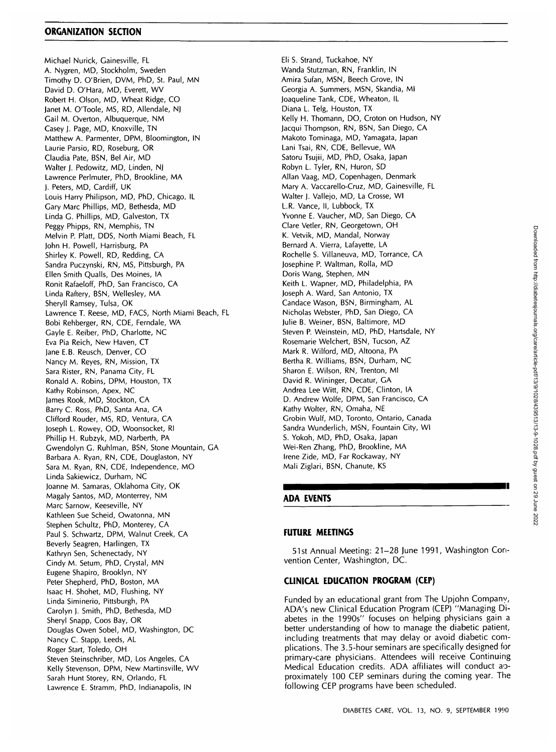## ORGANIZATION SECTION

Michael Nurick, Gainesville, FL
A. Nygren, MD, Stockholm, Sweden
Timothy D. O'Brien, DVM, PhD, St. Paul, MN
David D. O'Hara, MD, Everett, WV
Robert H. Olson, MD, Wheat Ridge, CO
Janet M. O'Toole, MS, RD, Allendale, NJ
Gail M. Overton, Albuquerque, NM
Casey J. Page, MD, Knoxville, TN
Matthew A. Parmenter, DPM, Bloomington, IN
Laurie Parsio, RD, Roseburg, OR
Claudia Pate, BSN, Bel Air, MD
Walter J. Pedowitz, MD, Linden, NJ
Lawrence Perlmuter, PhD, Brookline, MA
J. Peters, MD, Cardiff, UK
Louis Harry Philipson, MD, PhD, Chicago, IL
Gary Marc Phillips, MD, Bethesda, MD
Linda G. Phillips, MD, Galveston, TX
Peggy Phipps, RN, Memphis, TN
Melvin P. Platt, DDS, North Miami Beach, FL
John H. Powell, Harrisburg, PA
Shirley K. Powell, RD, Redding, CA
Sandra Puczynski, RN, MS, Pittsburgh, PA
Ellen Smith Qualls, Des Moines, IA
Ronit Rafaeloff, PhD, San Francisco, CA
Linda Raftery, BSN, Wellesley, MA
Sheryll Ramsey, Tulsa, OK
Lawrence T. Reese, MD, FACS, North Miami Beach, FL
Bobi Rehberger, RN, CDE, Ferndale, WA
Gayle E. Reiber, PhD, Charlotte, NC
Eva Pia Reich, New Haven, CT
Jane E.B. Reusch, Denver, CO
Nancy M. Reyes, RN, Mission, TX
Sara Rister, RN, Panama City, FL
Ronald A. Robins, DPM, Houston, TX
Kathy Robinson, Apex, NC
James Rook, MD, Stockton, CA
Barry C. Ross, PhD, Santa Ana, CA
Clifford Rouder, MS, RD, Ventura, CA
Joseph L. Rowey, OD, Woonsocket, RI
Phillip H. Rubzyk, MD, Narberth, PA
Gwendolyn G. Ruhlman, BSN, Stone Mountain, GA
Barbara A. Ryan, RN, CDE, Douglaston, NY
Sara M. Ryan, RN, CDE, Independence, MO
Linda Sakiewicz, Durham, NC
Joanne M. Samaras, Oklahoma City, OK
Magaly Santos, MD, Monterrey, NM
Marc Sarnow, Keeseville, NY
Kathleen Sue Scheid, Owatonna, MN
Stephen Schultz, PhD, Monterey, CA
Paul S. Schwartz, DPM, Walnut Creek, CA
Beverly Seagren, Harlingen, TX
Kathryn Sen, Schenectady, NY
Cindy M. Setum, PhD, Crystal, MN
Eugene Shapiro, Brooklyn, NY
Peter Shepherd, PhD, Boston, MA
Isaac H. Shohet, MD, Flushing, NY
Linda Siminerio, Pittsburgh, PA
Carolyn J. Smith, PhD, Bethesda, MD
Sheryl Snapp, Coos Bay, OR
Douglas Owen Sobel, MD, Washington, DC
Nancy C. Stapp, Leeds, AL
Roger Start, Toledo, OH
Steven Steinschriber, MD, Los Angeles, CA
Kelly Stevenson, DPM, New Martinsville, WV
Sarah Hunt Storey, RN, Orlando, FL
Lawrence E. Stramm, PhD, Indianapolis, IN
Eli S. Strand, Tuckahoe, NY
Wanda Stutzman, RN, Franklin, IN
Amira Sufan, MSN, Beech Grove, IN
Georgia A. Summers, MSN, Skandia, MI
Joaqueline Tank, CDE, Wheaton, IL
Diana L. Telg, Houston, TX
Kelly H. Thomann, DO, Croton on Hudson, NY
Jacqui Thompson, RN, BSN, San Diego, CA
Makoto Tominaga, MD, Yamagata, Japan
Lani Tsai, RN, CDE, Bellevue, WA
Satoru Tsujii, MD, PhD, Osaka, Japan
Robyn L. Tyler, RN, Huron, SD
Allan Vaag, MD, Copenhagen, Denmark
Mary A. Vaccarello-Cruz, MD, Gainesville, FL
Walter J. Vallejo, MD, La Crosse, WI
L.R. Vance, II, Lubbock, TX
Yvonne E. Vaucher, MD, San Diego, CA
Clare Vetler, RN, Georgetown, OH
K. Vetvik, MD, Mandal, Norway
Bernard A. Vierra, Lafayette, LA
Rochelle S. Villaneuva, MD, Torrance, CA
Josephine P. Waltman, Rolla, MD
Doris Wang, Stephen, MN
Keith L. Wapner, MD, Philadelphia, PA
Joseph A. Ward, San Antonio, TX
Candace Wason, BSN, Birmingham, AL
Nicholas Webster, PhD, San Diego, CA
Julie B. Weiner, BSN, Baltimore, MD
Steven P. Weinstein, MD, PhD, Hartsdale, NY
Rosemarie Welchert, BSN, Tucson, AZ
Mark R. Wilford, MD, Altoona, PA
Bertha R. Williams, BSN, Durham, NC
Sharon E. Wilson, RN, Trenton, MI
David R. Wininger, Decatur, GA
Andrea Lee Witt, RN, CDE, Clinton, IA
D. Andrew Wolfe, DPM, San Francisco, CA
Kathy Wolter, RN, Omaha, NE
Grobin Wulf, MD, Toronto, Ontario, Canada
Sandra Wunderlich, MSN, Fountain City, WI
S. Yokoh, MD, PhD, Osaka, Japan
Wei-Ren Zhang, PhD, Brookline, MA
Irene Zide, MD, Far Rockaway, NY
Mali Ziglari, BSN, Chanute, KS

## ADA EVENTS

### FUTURE MEETINGS

51st Annual Meeting: 21–28 June 1991, Washington Convention Center, Washington, DC.

### CLINICAL EDUCATION PROGRAM (CEP)

Funded by an educational grant from The Upjohn Company, ADA's new Clinical Education Program (CEP) "Managing Diabetes in the 1990s" focuses on helping physicians gain a better understanding of how to manage the diabetic patient, including treatments that may delay or avoid diabetic complications. The 3.5-hour seminars are specifically designed for primary-care physicians. Attendees will receive Continuing Medical Education credits. ADA affiliates will conduct approximately 100 CEP seminars during the coming year. The following CEP programs have been scheduled.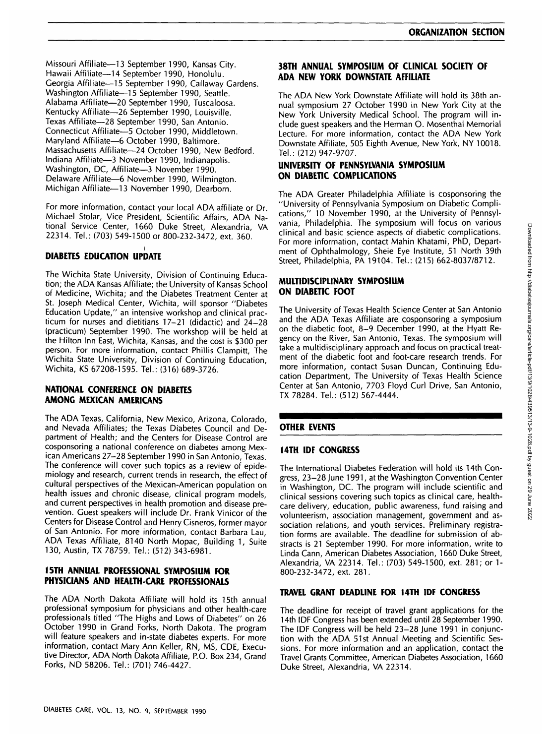Missouri Affiliate—13 September 1990, Kansas City.
Hawaii Affiliate—14 September 1990, Honolulu.
Georgia Affiliate—15 September 1990, Callaway Gardens.
Washington Affiliate—15 September 1990, Seattle.
Alabama Affiliate—20 September 1990, Tuscaloosa.
Kentucky Affiliate—26 September 1990, Louisville.
Texas Affiliate—28 September 1990, San Antonio.
Connecticut Affiliate—5 October 1990, Middletown.
Maryland Affiliate—6 October 1990, Baltimore.
Massachusetts Affiliate—24 October 1990, New Bedford.
Indiana Affiliate—3 November 1990, Indianapolis.
Washington, DC, Affiliate—3 November 1990.
Delaware Affiliate—6 November 1990, Wilmington.
Michigan Affiliate—13 November 1990, Dearborn.

For more information, contact your local ADA affiliate or Dr. Michael Stolar, Vice President, Scientific Affairs, ADA National Service Center, 1660 Duke Street, Alexandria, VA 22314. Tel.: (703) 549-1500 or 800-232-3472, ext. 360.

### DIABETES EDUCATION UPDATE

The Wichita State University, Division of Continuing Education; the ADA Kansas Affiliate; the University of Kansas School of Medicine, Wichita; and the Diabetes Treatment Center at St. Joseph Medical Center, Wichita, will sponsor "Diabetes Education Update," an intensive workshop and clinical practicum for nurses and dietitians 17–21 (didactic) and 24–28 (practicum) September 1990. The workshop will be held at the Hilton Inn East, Wichita, Kansas, and the cost is $300 per person. For more information, contact Phillis Clampitt, The Wichita State University, Division of Continuing Education, Wichita, KS 67208-1595. Tel.: (316) 689-3726.

### NATIONAL CONFERENCE ON DIABETES AMONG MEXICAN AMERICANS

The ADA Texas, California, New Mexico, Arizona, Colorado, and Nevada Affiliates; the Texas Diabetes Council and Department of Health; and the Centers for Disease Control are cosponsoring a national conference on diabetes among Mexican Americans 27–28 September 1990 in San Antonio, Texas. The conference will cover such topics as a review of epidemiology and research, current trends in research, the effect of cultural perspectives of the Mexican-American population on health issues and chronic disease, clinical program models, and current perspectives in health promotion and disease prevention. Guest speakers will include Dr. Frank Vinicor of the Centers for Disease Control and Henry Cisneros, former mayor of San Antonio. For more information, contact Barbara Lau, ADA Texas Affiliate, 8140 North Mopac, Building 1, Suite 130, Austin, TX 78759. Tel.: (512) 343-6981.

### 15TH ANNUAL PROFESSIONAL SYMPOSIUM FOR PHYSICIANS AND HEALTH-CARE PROFESSIONALS

The ADA North Dakota Affiliate will hold its 15th annual professional symposium for physicians and other health-care professionals titled "The Highs and Lows of Diabetes" on 26 October 1990 in Grand Forks, North Dakota. The program will feature speakers and in-state diabetes experts. For more information, contact Mary Ann Keller, RN, MS, CDE, Executive Director, ADA North Dakota Affiliate, P.O. Box 234, Grand Forks, ND 58206. Tel.: (701) 746-4427.

### 38TH ANNUAL SYMPOSIUM OF CLINICAL SOCIETY OF ADA NEW YORK DOWNSTATE AFFILIATE

The ADA New York Downstate Affiliate will hold its 38th annual symposium 27 October 1990 in New York City at the New York University Medical School. The program will include guest speakers and the Herman O. Mosenthal Memorial Lecture. For more information, contact the ADA New York Downstate Affiliate, 505 Eighth Avenue, New York, NY 10018. Tel.: (212) 947-9707.

### UNIVERSITY OF PENNSYLVANIA SYMPOSIUM ON DIABETIC COMPLICATIONS

The ADA Greater Philadelphia Affiliate is cosponsoring the "University of Pennsylvania Symposium on Diabetic Complications," 10 November 1990, at the University of Pennsylvania, Philadelphia. The symposium will focus on various clinical and basic science aspects of diabetic complications. For more information, contact Mahin Khatami, PhD, Department of Ophthalmology, Sheie Eye Institute, 51 North 39th Street, Philadelphia, PA 19104. Tel.: (215) 662-8037/8712.

### MULTIDISCIPLINARY SYMPOSIUM ON DIABETIC FOOT

The University of Texas Health Science Center at San Antonio and the ADA Texas Affiliate are cosponsoring a symposium on the diabetic foot, 8–9 December 1990, at the Hyatt Regency on the River, San Antonio, Texas. The symposium will take a multidisciplinary approach and focus on practical treatment of the diabetic foot and foot-care research trends. For more information, contact Susan Duncan, Continuing Education Department, The University of Texas Health Science Center at San Antonio, 7703 Floyd Curl Drive, San Antonio, TX 78284. Tel.: (512) 567-4444.

## OTHER EVENTS

### 14TH IDF CONGRESS

The International Diabetes Federation will hold its 14th Congress, 23–28 June 1991, at the Washington Convention Center in Washington, DC. The program will include scientific and clinical sessions covering such topics as clinical care, health-care delivery, education, public awareness, fund raising and volunteerism, association management, government and association relations, and youth services. Preliminary registration forms are available. The deadline for submission of abstracts is 21 September 1990. For more information, write to Linda Cann, American Diabetes Association, 1660 Duke Street, Alexandria, VA 22314. Tel.: (703) 549-1500, ext. 281; or 1-800-232-3472, ext. 281.

### TRAVEL GRANT DEADLINE FOR 14TH IDF CONGRESS

The deadline for receipt of travel grant applications for the 14th IDF Congress has been extended until 28 September 1990. The IDF Congress will be held 23–28 June 1991 in conjunction with the ADA 51st Annual Meeting and Scientific Sessions. For more information and an application, contact the Travel Grants Committee, American Diabetes Association, 1660 Duke Street, Alexandria, VA 22314.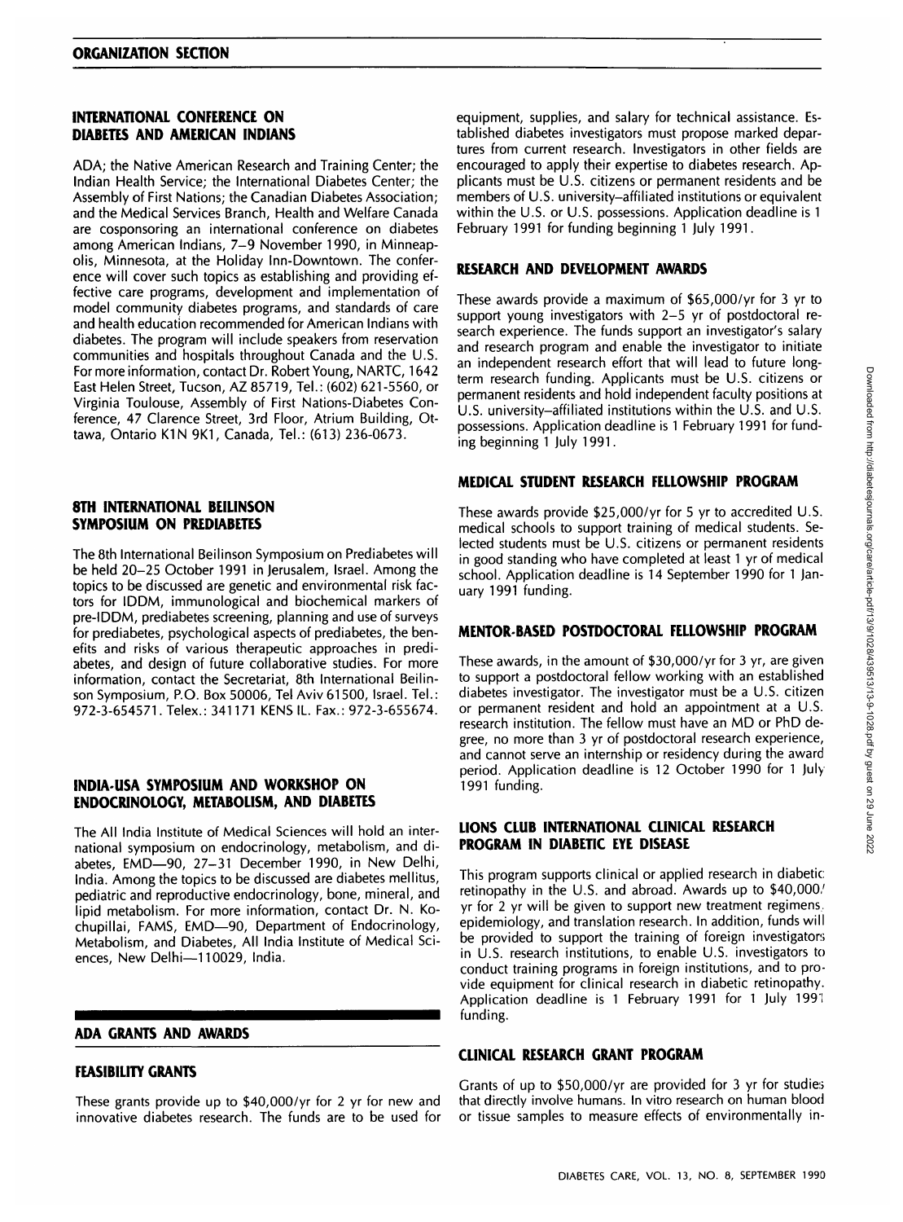## INTERNATIONAL CONFERENCE ON DIABETES AND AMERICAN INDIANS

ADA; the Native American Research and Training Center; the Indian Health Service; the International Diabetes Center; the Assembly of First Nations; the Canadian Diabetes Association; and the Medical Services Branch, Health and Welfare Canada are cosponsoring an international conference on diabetes among American Indians, 7–9 November 1990, in Minneapolis, Minnesota, at the Holiday Inn-Downtown. The conference will cover such topics as establishing and providing effective care programs, development and implementation of model community diabetes programs, and standards of care and health education recommended for American Indians with diabetes. The program will include speakers from reservation communities and hospitals throughout Canada and the U.S. For more information, contact Dr. Robert Young, NARTC, 1642 East Helen Street, Tucson, AZ 85719, Tel.: (602) 621-5560, or Virginia Toulouse, Assembly of First Nations-Diabetes Conference, 47 Clarence Street, 3rd Floor, Atrium Building, Ottawa, Ontario K1N 9K1, Canada, Tel.: (613) 236-0673.

## 8TH INTERNATIONAL BEILINSON SYMPOSIUM ON PREDIABETES

The 8th International Beilinson Symposium on Prediabetes will be held 20–25 October 1991 in Jerusalem, Israel. Among the topics to be discussed are genetic and environmental risk factors for IDDM, immunological and biochemical markers of pre-IDDM, prediabetes screening, planning and use of surveys for prediabetes, psychological aspects of prediabetes, the benefits and risks of various therapeutic approaches in prediabetes, and design of future collaborative studies. For more information, contact the Secretariat, 8th International Beilinson Symposium, P.O. Box 50006, Tel Aviv 61500, Israel. Tel.: 972-3-654571. Telex.: 341171 KENS IL. Fax.: 972-3-655674.

## INDIA-USA SYMPOSIUM AND WORKSHOP ON ENDOCRINOLOGY, METABOLISM, AND DIABETES

The All India Institute of Medical Sciences will hold an international symposium on endocrinology, metabolism, and diabetes, EMD—90, 27–31 December 1990, in New Delhi, India. Among the topics to be discussed are diabetes mellitus, pediatric and reproductive endocrinology, bone, mineral, and lipid metabolism. For more information, contact Dr. N. Kochupillai, FAMS, EMD—90, Department of Endocrinology, Metabolism, and Diabetes, All India Institute of Medical Sciences, New Delhi—110029, India.

## ADA GRANTS AND AWARDS

### FEASIBILITY GRANTS

These grants provide up to $40,000/yr for 2 yr for new and innovative diabetes research. The funds are to be used for equipment, supplies, and salary for technical assistance. Established diabetes investigators must propose marked departures from current research. Investigators in other fields are encouraged to apply their expertise to diabetes research. Applicants must be U.S. citizens or permanent residents and be members of U.S. university–affiliated institutions or equivalent within the U.S. or U.S. possessions. Application deadline is 1 February 1991 for funding beginning 1 July 1991.

### RESEARCH AND DEVELOPMENT AWARDS

These awards provide a maximum of $65,000/yr for 3 yr to support young investigators with 2–5 yr of postdoctoral research experience. The funds support an investigator's salary and research program and enable the investigator to initiate an independent research effort that will lead to future long-term research funding. Applicants must be U.S. citizens or permanent residents and hold independent faculty positions at U.S. university–affiliated institutions within the U.S. and U.S. possessions. Application deadline is 1 February 1991 for funding beginning 1 July 1991.

### MEDICAL STUDENT RESEARCH FELLOWSHIP PROGRAM

These awards provide $25,000/yr for 5 yr to accredited U.S. medical schools to support training of medical students. Selected students must be U.S. citizens or permanent residents in good standing who have completed at least 1 yr of medical school. Application deadline is 14 September 1990 for 1 January 1991 funding.

### MENTOR-BASED POSTDOCTORAL FELLOWSHIP PROGRAM

These awards, in the amount of $30,000/yr for 3 yr, are given to support a postdoctoral fellow working with an established diabetes investigator. The investigator must be a U.S. citizen or permanent resident and hold an appointment at a U.S. research institution. The fellow must have an MD or PhD degree, no more than 3 yr of postdoctoral research experience, and cannot serve an internship or residency during the award period. Application deadline is 12 October 1990 for 1 July 1991 funding.

### LIONS CLUB INTERNATIONAL CLINICAL RESEARCH PROGRAM IN DIABETIC EYE DISEASE

This program supports clinical or applied research in diabetic retinopathy in the U.S. and abroad. Awards up to $40,000/yr for 2 yr will be given to support new treatment regimens, epidemiology, and translation research. In addition, funds will be provided to support the training of foreign investigators in U.S. research institutions, to enable U.S. investigators to conduct training programs in foreign institutions, and to provide equipment for clinical research in diabetic retinopathy. Application deadline is 1 February 1991 for 1 July 1991 funding.

### CLINICAL RESEARCH GRANT PROGRAM

Grants of up to $50,000/yr are provided for 3 yr for studies that directly involve humans. In vitro research on human blood or tissue samples to measure effects of environmentally in-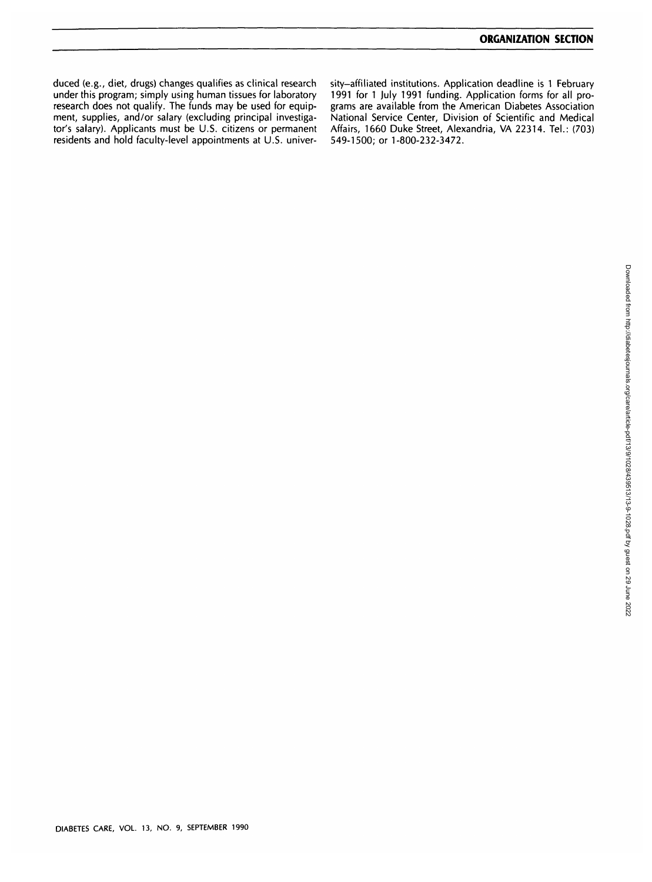duced (e.g., diet, drugs) changes qualifies as clinical research under this program; simply using human tissues for laboratory research does not qualify. The funds may be used for equipment, supplies, and/or salary (excluding principal investigator's salary). Applicants must be U.S. citizens or permanent residents and hold faculty-level appointments at U.S. university–affiliated institutions. Application deadline is 1 February 1991 for 1 July 1991 funding. Application forms for all programs are available from the American Diabetes Association National Service Center, Division of Scientific and Medical Affairs, 1660 Duke Street, Alexandria, VA 22314. Tel.: (703) 549-1500; or 1-800-232-3472.